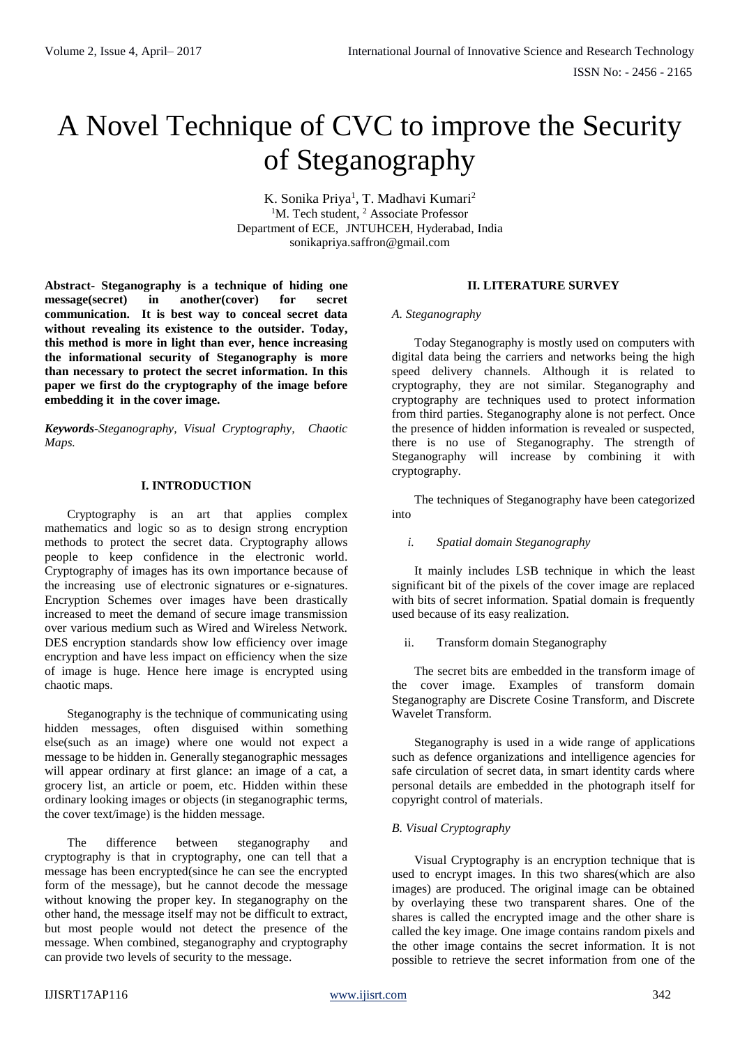# A Novel Technique of CVC to improve the Security of Steganography

K. Sonika Priya[1], T. Madhavi Kumari[2]
[1]M. Tech student, [2] Associate Professor
Department of ECE, JNTUHCEH, Hyderabad, India
sonikapriya.saffron@gmail.com

**Abstract- Steganography is a technique of hiding one message(secret) in another(cover) for secret communication. It is best way to conceal secret data without revealing its existence to the outsider. Today, this method is more in light than ever, hence increasing the informational security of Steganography is more than necessary to protect the secret information. In this paper we first do the cryptography of the image before embedding it in the cover image.**

***Keywords****-Steganography, Visual Cryptography, Chaotic Maps.*

## I. INTRODUCTION

Cryptography is an art that applies complex mathematics and logic so as to design strong encryption methods to protect the secret data. Cryptography allows people to keep confidence in the electronic world. Cryptography of images has its own importance because of the increasing use of electronic signatures or e-signatures. Encryption Schemes over images have been drastically increased to meet the demand of secure image transmission over various medium such as Wired and Wireless Network. DES encryption standards show low efficiency over image encryption and have less impact on efficiency when the size of image is huge. Hence here image is encrypted using chaotic maps.

Steganography is the technique of communicating using hidden messages, often disguised within something else(such as an image) where one would not expect a message to be hidden in. Generally steganographic messages will appear ordinary at first glance: an image of a cat, a grocery list, an article or poem, etc. Hidden within these ordinary looking images or objects (in steganographic terms, the cover text/image) is the hidden message.

The difference between steganography and cryptography is that in cryptography, one can tell that a message has been encrypted(since he can see the encrypted form of the message), but he cannot decode the message without knowing the proper key. In steganography on the other hand, the message itself may not be difficult to extract, but most people would not detect the presence of the message. When combined, steganography and cryptography can provide two levels of security to the message.

## II. LITERATURE SURVEY

### *A. Steganography*

Today Steganography is mostly used on computers with digital data being the carriers and networks being the high speed delivery channels. Although it is related to cryptography, they are not similar. Steganography and cryptography are techniques used to protect information from third parties. Steganography alone is not perfect. Once the presence of hidden information is revealed or suspected, there is no use of Steganography. The strength of Steganography will increase by combining it with cryptography.

The techniques of Steganography have been categorized into

*i. Spatial domain Steganography*

It mainly includes LSB technique in which the least significant bit of the pixels of the cover image are replaced with bits of secret information. Spatial domain is frequently used because of its easy realization.

ii. Transform domain Steganography

The secret bits are embedded in the transform image of the cover image. Examples of transform domain Steganography are Discrete Cosine Transform, and Discrete Wavelet Transform.

Steganography is used in a wide range of applications such as defence organizations and intelligence agencies for safe circulation of secret data, in smart identity cards where personal details are embedded in the photograph itself for copyright control of materials.

### *B. Visual Cryptography*

Visual Cryptography is an encryption technique that is used to encrypt images. In this two shares(which are also images) are produced. The original image can be obtained by overlaying these two transparent shares. One of the shares is called the encrypted image and the other share is called the key image. One image contains random pixels and the other image contains the secret information. It is not possible to retrieve the secret information from one of the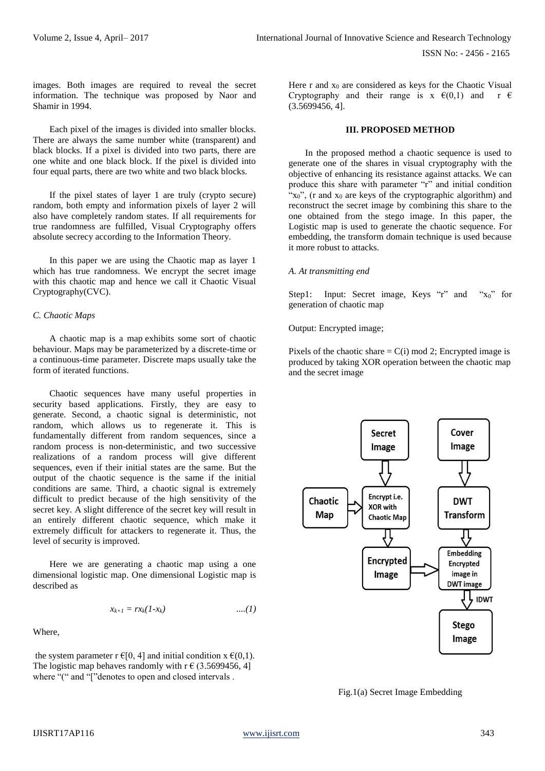images. Both images are required to reveal the secret information. The technique was proposed by Naor and Shamir in 1994.

Each pixel of the images is divided into smaller blocks. There are always the same number white (transparent) and black blocks. If a pixel is divided into two parts, there are one white and one black block. If the pixel is divided into four equal parts, there are two white and two black blocks.

If the pixel states of layer 1 are truly (crypto secure) random, both empty and information pixels of layer 2 will also have completely random states. If all requirements for true randomness are fulfilled, Visual Cryptography offers absolute secrecy according to the Information Theory.

In this paper we are using the Chaotic map as layer 1 which has true randomness. We encrypt the secret image with this chaotic map and hence we call it Chaotic Visual Cryptography(CVC).

### *C. Chaotic Maps*

A chaotic map is a map exhibits some sort of chaotic behaviour. Maps may be parameterized by a discrete-time or a continuous-time parameter. Discrete maps usually take the form of iterated functions.

Chaotic sequences have many useful properties in security based applications. Firstly, they are easy to generate. Second, a chaotic signal is deterministic, not random, which allows us to regenerate it. This is fundamentally different from random sequences, since a random process is non-deterministic, and two successive realizations of a random process will give different sequences, even if their initial states are the same. But the output of the chaotic sequence is the same if the initial conditions are same. Third, a chaotic signal is extremely difficult to predict because of the high sensitivity of the secret key. A slight difference of the secret key will result in an entirely different chaotic sequence, which make it extremely difficult for attackers to regenerate it. Thus, the level of security is improved.

Here we are generating a chaotic map using a one dimensional logistic map. One dimensional Logistic map is described as

$$x_{k+1} = rx_k(1-x_k) \qquad ....(1)$$

Where,

the system parameter $r \in [0, 4]$ and initial condition $x \in (0,1)$. The logistic map behaves randomly with $r \in (3.5699456, 4]$ where "(" and "["denotes to open and closed intervals .

Here r and $x_0$ are considered as keys for the Chaotic Visual Cryptography and their range is $x \in (0,1)$ and $r \in (3.5699456, 4]$.

## III. PROPOSED METHOD

In the proposed method a chaotic sequence is used to generate one of the shares in visual cryptography with the objective of enhancing its resistance against attacks. We can produce this share with parameter "r" and initial condition "$x_0$", (r and $x_0$ are keys of the cryptographic algorithm) and reconstruct the secret image by combining this share to the one obtained from the stego image. In this paper, the Logistic map is used to generate the chaotic sequence. For embedding, the transform domain technique is used because it more robust to attacks.

### *A. At transmitting end*

Step1: Input: Secret image, Keys "r" and "$x_0$" for generation of chaotic map

Output: Encrypted image;

Pixels of the chaotic share = C(i) mod 2; Encrypted image is produced by taking XOR operation between the chaotic map and the secret image

Fig.1(a) Secret Image Embedding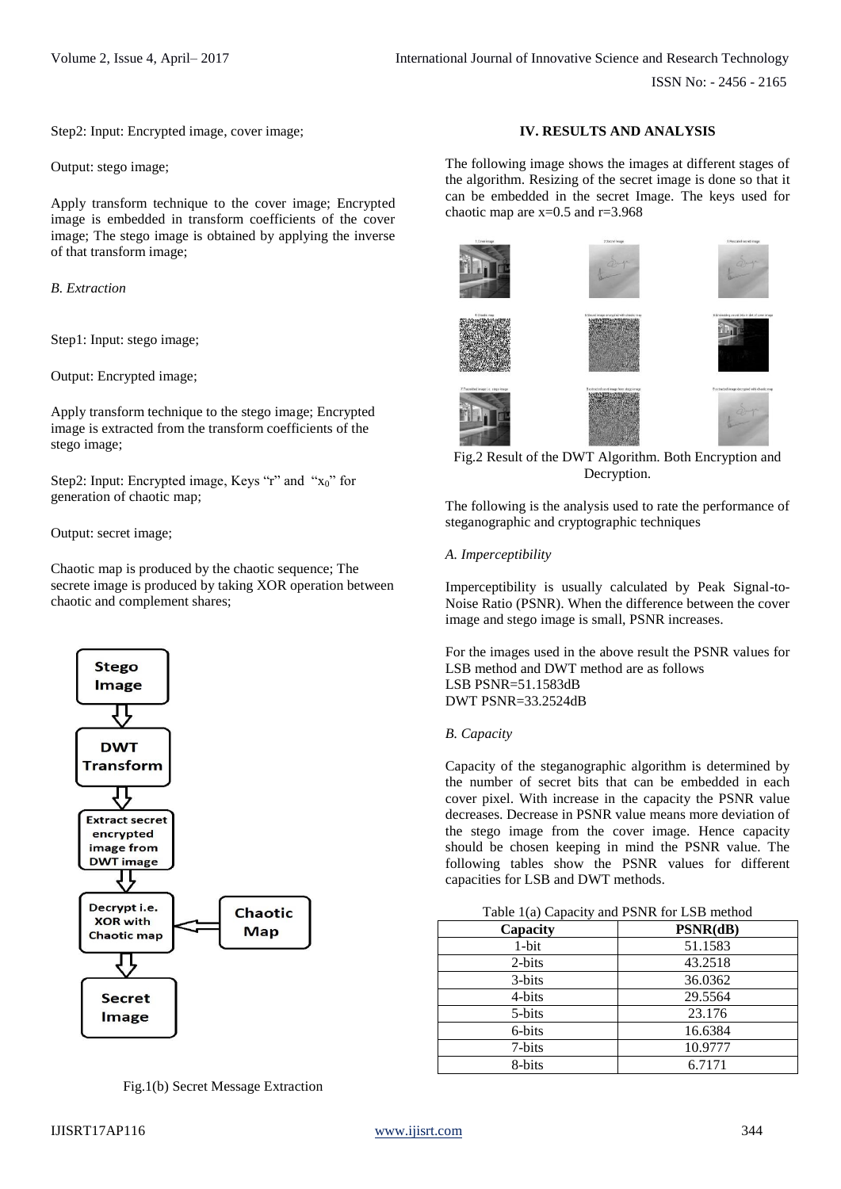Step2: Input: Encrypted image, cover image;

Output: stego image;

Apply transform technique to the cover image; Encrypted image is embedded in transform coefficients of the cover image; The stego image is obtained by applying the inverse of that transform image;

*B. Extraction*

Step1: Input: stego image;

Output: Encrypted image;

Apply transform technique to the stego image; Encrypted image is extracted from the transform coefficients of the stego image;

Step2: Input: Encrypted image, Keys "r" and "$x_0$" for generation of chaotic map;

Output: secret image;

Chaotic map is produced by the chaotic sequence; The secrete image is produced by taking XOR operation between chaotic and complement shares;

Fig.1(b) Secret Message Extraction

## IV. RESULTS AND ANALYSIS

The following image shows the images at different stages of the algorithm. Resizing of the secret image is done so that it can be embedded in the secret Image. The keys used for chaotic map are x=0.5 and r=3.968

Fig.2 Result of the DWT Algorithm. Both Encryption and Decryption.

The following is the analysis used to rate the performance of steganographic and cryptographic techniques

*A. Imperceptibility*

Imperceptibility is usually calculated by Peak Signal-to-Noise Ratio (PSNR). When the difference between the cover image and stego image is small, PSNR increases.

For the images used in the above result the PSNR values for LSB method and DWT method are as follows
LSB PSNR=51.1583dB
DWT PSNR=33.2524dB

*B. Capacity*

Capacity of the steganographic algorithm is determined by the number of secret bits that can be embedded in each cover pixel. With increase in the capacity the PSNR value decreases. Decrease in PSNR value means more deviation of the stego image from the cover image. Hence capacity should be chosen keeping in mind the PSNR value. The following tables show the PSNR values for different capacities for LSB and DWT methods.

Table 1(a) Capacity and PSNR for LSB method

| Capacity | PSNR(dB) |
|---|---|
| 1-bit | 51.1583 |
| 2-bits | 43.2518 |
| 3-bits | 36.0362 |
| 4-bits | 29.5564 |
| 5-bits | 23.176 |
| 6-bits | 16.6384 |
| 7-bits | 10.9777 |
| 8-bits | 6.7171 |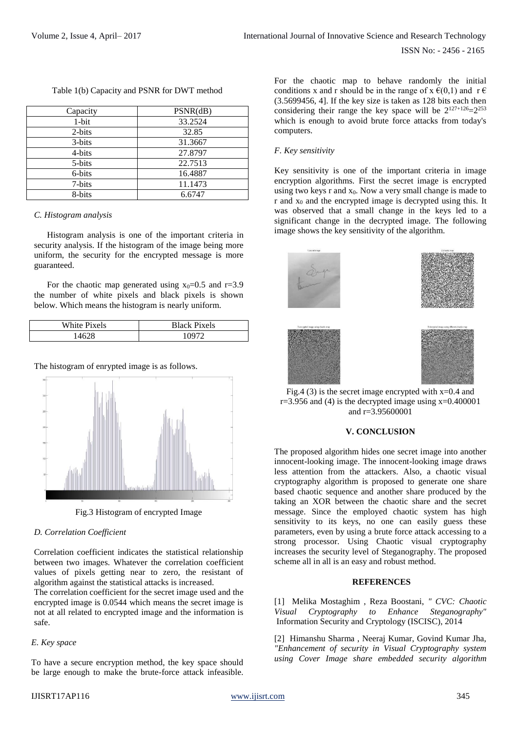Table 1(b) Capacity and PSNR for DWT method

| Capacity | PSNR(dB) |
|---|---|
| 1-bit | 33.2524 |
| 2-bits | 32.85 |
| 3-bits | 31.3667 |
| 4-bits | 27.8797 |
| 5-bits | 22.7513 |
| 6-bits | 16.4887 |
| 7-bits | 11.1473 |
| 8-bits | 6.6747 |

### *C. Histogram analysis*

Histogram analysis is one of the important criteria in security analysis. If the histogram of the image being more uniform, the security for the encrypted message is more guaranteed.

For the chaotic map generated using $x_0$=0.5 and r=3.9 the number of white pixels and black pixels is shown below. Which means the histogram is nearly uniform.

| White Pixels | Black Pixels |
|---|---|
| 14628 | 10972 |

The histogram of enrypted image is as follows.

Fig.3 Histogram of encrypted Image

### *D. Correlation Coefficient*

Correlation coefficient indicates the statistical relationship between two images. Whatever the correlation coefficient values of pixels getting near to zero, the resistant of algorithm against the statistical attacks is increased.

The correlation coefficient for the secret image used and the encrypted image is 0.0544 which means the secret image is not at all related to encrypted image and the information is safe.

### *E. Key space*

To have a secure encryption method, the key space should be large enough to make the brute-force attack infeasible. For the chaotic map to behave randomly the initial conditions x and r should be in the range of x $\in$(0,1) and r $\in$ (3.5699456, 4]. If the key size is taken as 128 bits each then considering their range the key space will be $2^{127+126}=2^{253}$ which is enough to avoid brute force attacks from today's computers.

### *F. Key sensitivity*

Key sensitivity is one of the important criteria in image encryption algorithms. First the secret image is encrypted using two keys r and $x_0$. Now a very small change is made to r and $x_0$ and the encrypted image is decrypted using this. It was observed that a small change in the keys led to a significant change in the decrypted image. The following image shows the key sensitivity of the algorithm.

Fig.4 (3) is the secret image encrypted with x=0.4 and r=3.956 and (4) is the decrypted image using x=0.400001 and r=3.95600001

## V. CONCLUSION

The proposed algorithm hides one secret image into another innocent-looking image. The innocent-looking image draws less attention from the attackers. Also, a chaotic visual cryptography algorithm is proposed to generate one share based chaotic sequence and another share produced by the taking an XOR between the chaotic share and the secret message. Since the employed chaotic system has high sensitivity to its keys, no one can easily guess these parameters, even by using a brute force attack accessing to a strong processor. Using Chaotic visual cryptography increases the security level of Steganography. The proposed scheme all in all is an easy and robust method.

## REFERENCES

[1] Melika Mostaghim , Reza Boostani, *" CVC: Chaotic Visual Cryptography to Enhance Steganography"* Information Security and Cryptology (ISCISC), 2014

[2] Himanshu Sharma , Neeraj Kumar, Govind Kumar Jha, *"Enhancement of security in Visual Cryptography system using Cover Image share embedded security algorithm*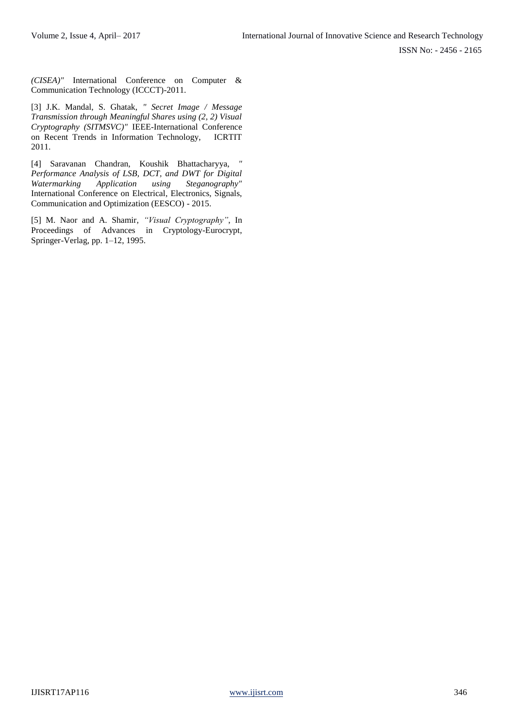*(CISEA)"* International Conference on Computer & Communication Technology (ICCCT)-2011.

[3] J.K. Mandal, S. Ghatak, *" Secret Image / Message Transmission through Meaningful Shares using (2, 2) Visual Cryptography (SITMSVC)"* IEEE-International Conference on Recent Trends in Information Technology, ICRTIT 2011.

[4] Saravanan Chandran, Koushik Bhattacharyya, *" Performance Analysis of LSB, DCT, and DWT for Digital Watermarking Application using Steganography"* International Conference on Electrical, Electronics, Signals, Communication and Optimization (EESCO) - 2015.

[5] M. Naor and A. Shamir, *"Visual Cryptography"*, In Proceedings of Advances in Cryptology-Eurocrypt, Springer-Verlag, pp. 1–12, 1995.